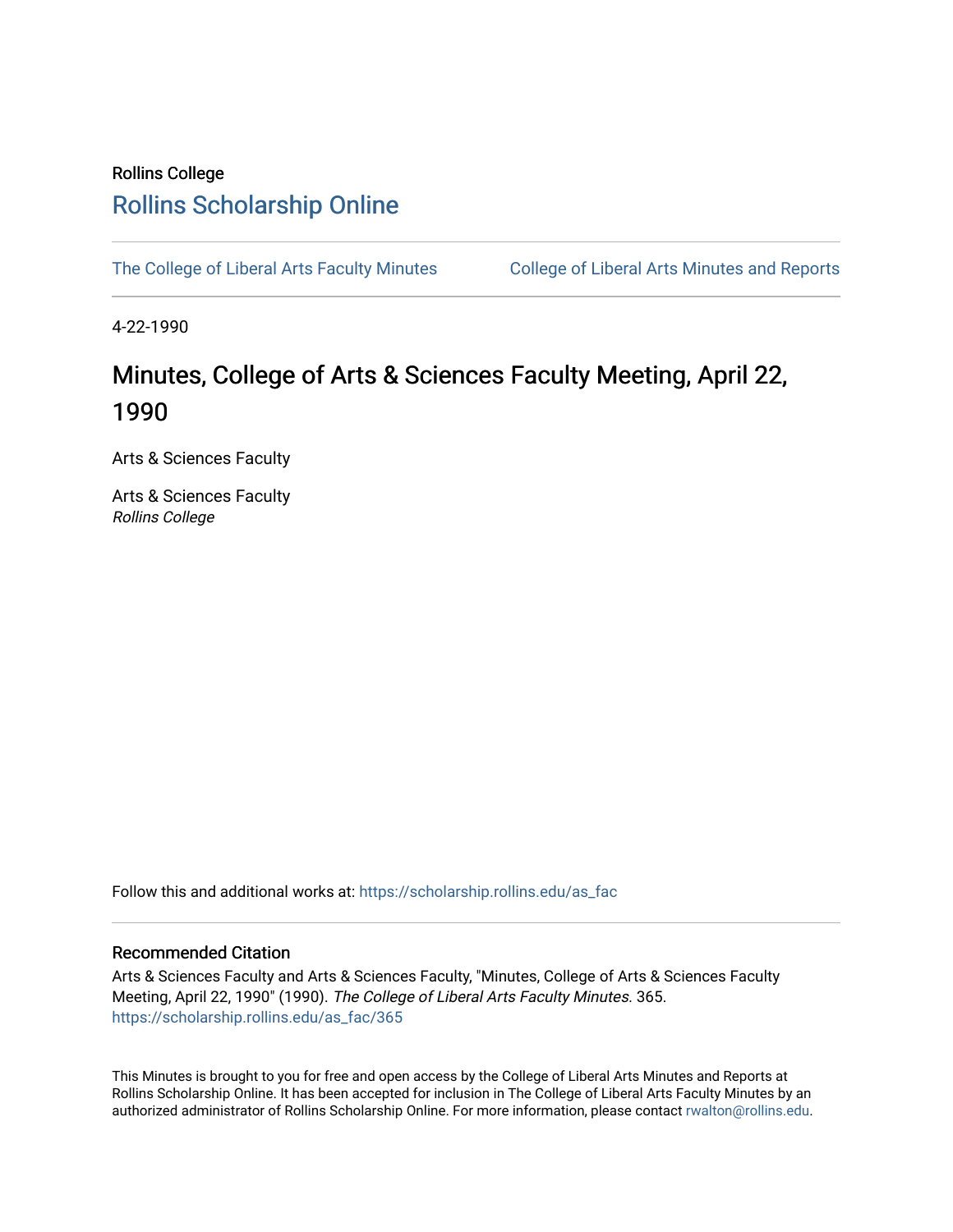Rollins College

## Rollins Scholarship Online

The College of Liberal Arts Faculty Minutes | College of Liberal Arts Minutes and Reports

4-22-1990

# Minutes, College of Arts & Sciences Faculty Meeting, April 22, 1990

Arts & Sciences Faculty

Arts & Sciences Faculty
*Rollins College*

Follow this and additional works at: https://scholarship.rollins.edu/as_fac

### Recommended Citation

Arts & Sciences Faculty and Arts & Sciences Faculty, "Minutes, College of Arts & Sciences Faculty Meeting, April 22, 1990" (1990). *The College of Liberal Arts Faculty Minutes*. 365.
https://scholarship.rollins.edu/as_fac/365

This Minutes is brought to you for free and open access by the College of Liberal Arts Minutes and Reports at Rollins Scholarship Online. It has been accepted for inclusion in The College of Liberal Arts Faculty Minutes by an authorized administrator of Rollins Scholarship Online. For more information, please contact rwalton@rollins.edu.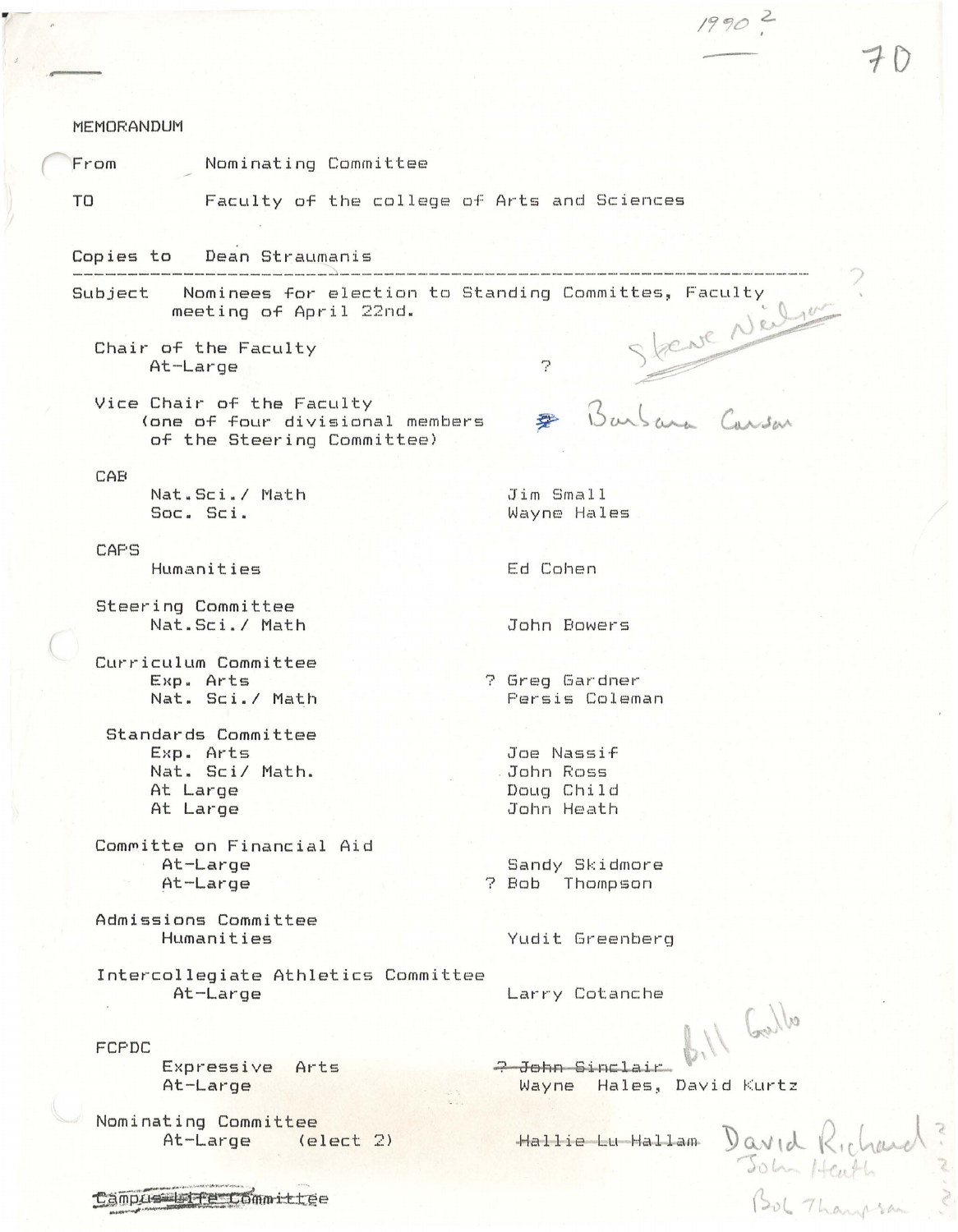1990 ?

70

MEMORANDUM

From Nominating Committee

TO Faculty of the college of Arts and Sciences

Copies to Dean Straumanis

---

Subject Nominees for election to Standing Committes, Faculty meeting of April 22nd.

| | |
|---|---|
| **Chair of the Faculty** | |
| At-Large | ? Steve Neilsen ? |
| **Vice Chair of the Faculty** (one of four divisional members of the Steering Committee) | Barbara Carson |
| **CAB** | |
| Nat.Sci./ Math | Jim Small |
| Soc. Sci. | Wayne Hales |
| **CAPS** | |
| Humanities | Ed Cohen |
| **Steering Committee** | |
| Nat.Sci./ Math | John Bowers |
| **Curriculum Committee** | |
| Exp. Arts | ? Greg Gardner |
| Nat. Sci./ Math | Persis Coleman |
| **Standards Committee** | |
| Exp. Arts | Joe Nassif |
| Nat. Sci/ Math. | John Ross |
| At Large | Doug Child |
| At Large | John Heath |
| **Committe on Financial Aid** | |
| At-Large | Sandy Skidmore |
| At-Large | ? Bob Thompson |
| **Admissions Committee** | |
| Humanities | Yudit Greenberg |
| **Intercollegiate Athletics Committee** | |
| At-Large | Larry Cotanche |
| **FCPDC** | |
| Expressive Arts | ~~? John Sinclair~~ Bill Gallo |
| At-Large | Wayne Hales, David Kurtz |
| **Nominating Committee** | |
| At-Large (elect 2) | ~~Hallie Lu Hallam~~ David Richard ? John Heath ? Bob Thompson ? |

~~Campus Life Committee~~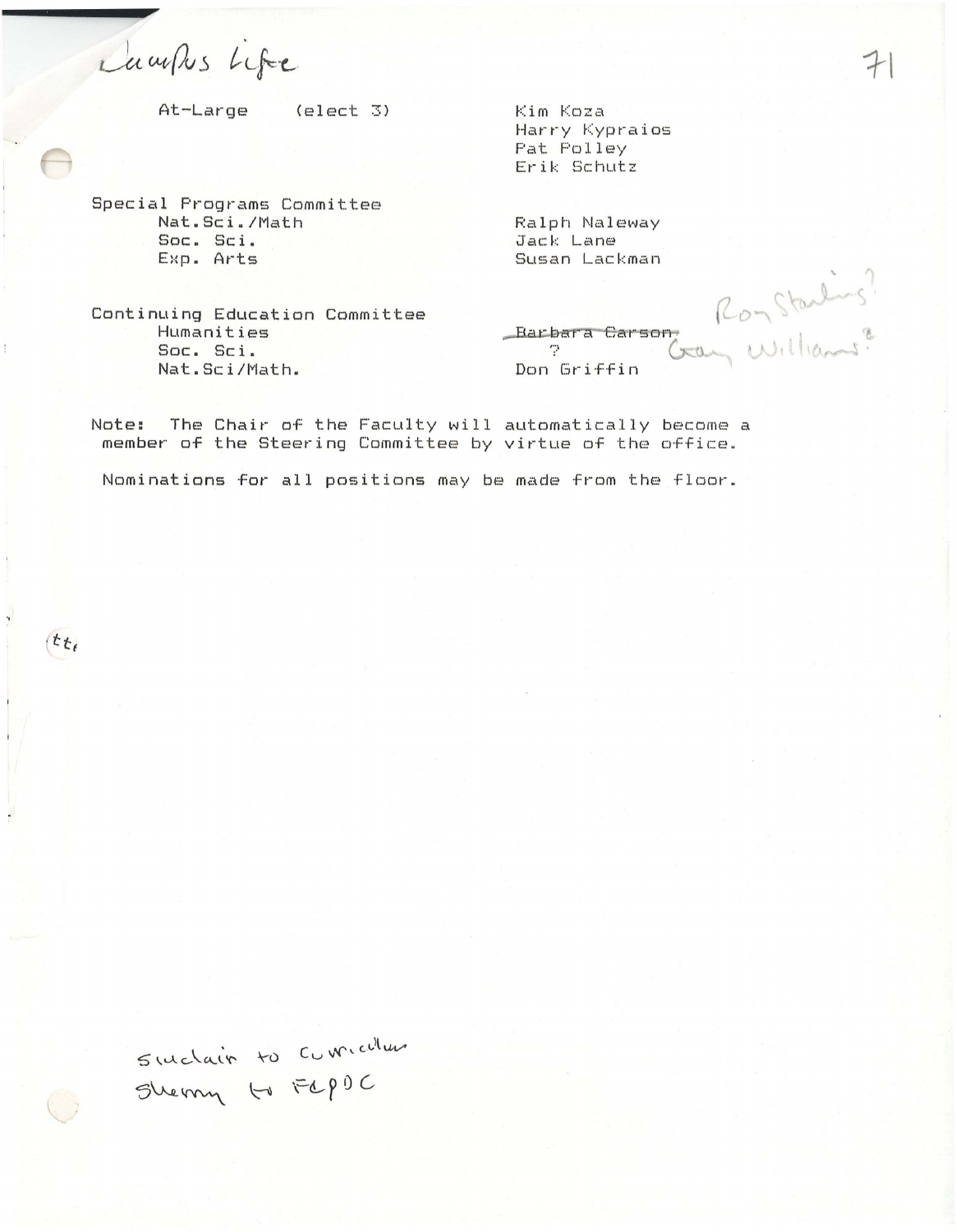Campus Life

| | |
|---|---|
| At-Large (elect 3) | Kim Koza<br>Harry Kypraios<br>Pat Polley<br>Erik Schutz |
| **Special Programs Committee** | |
| Nat.Sci./Math | Ralph Naleway |
| Soc. Sci. | Jack Lane |
| Exp. Arts | Susan Lackman |
| **Continuing Education Committee** | |
| Humanities | ~~Barbara Carson~~ Roy Starling? |
| Soc. Sci. | ? Gary Williams? |
| Nat.Sci/Math. | Don Griffin |

Note: The Chair of the Faculty will automatically become a member of the Steering Committee by virtue of the office.

Nominations for all positions may be made from the floor.

Sinclair to Curriculum
Sherry to FCPDC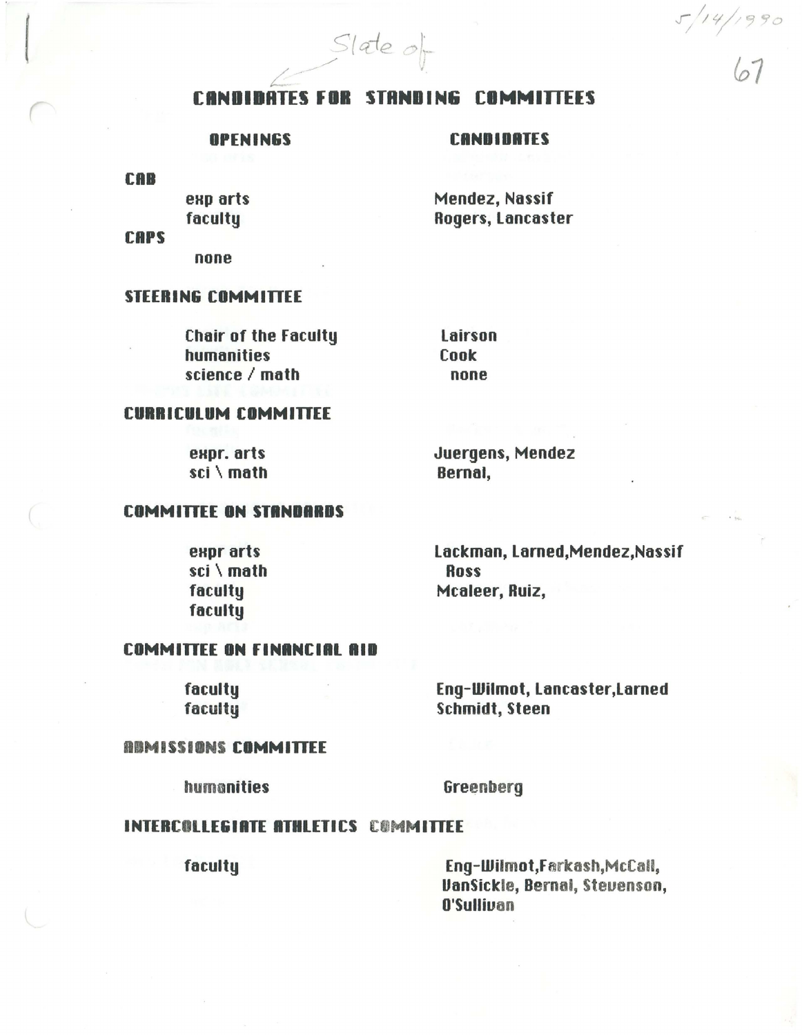5/14/1990

67

Slate of

# CANDIDATES FOR STANDING COMMITTEES

| OPENINGS | CANDIDATES |
| --- | --- |
| **CAB** | |
| exp arts | Mendez, Nassif |
| faculty | Rogers, Lancaster |
| **CAPS** | |
| none | |
| **STEERING COMMITTEE** | |
| Chair of the Faculty | Lairson |
| humanities | Cook |
| science / math | none |
| **CURRICULUM COMMITTEE** | |
| expr. arts | Juergens, Mendez |
| sci \ math | Bernal, |
| **COMMITTEE ON STANDARDS** | |
| expr arts | Lackman, Larned, Mendez, Nassif |
| sci \ math | Ross |
| faculty | Mcaleer, Ruiz, |
| faculty | |
| **COMMITTEE ON FINANCIAL AID** | |
| faculty | Eng-Wilmot, Lancaster, Larned |
| faculty | Schmidt, Steen |
| **ADMISSIONS COMMITTEE** | |
| humanities | Greenberg |
| **INTERCOLLEGIATE ATHLETICS COMMITTEE** | |
| faculty | Eng-Wilmot, Farkash, McCall, VanSickle, Bernal, Stevenson, O'Sullivan |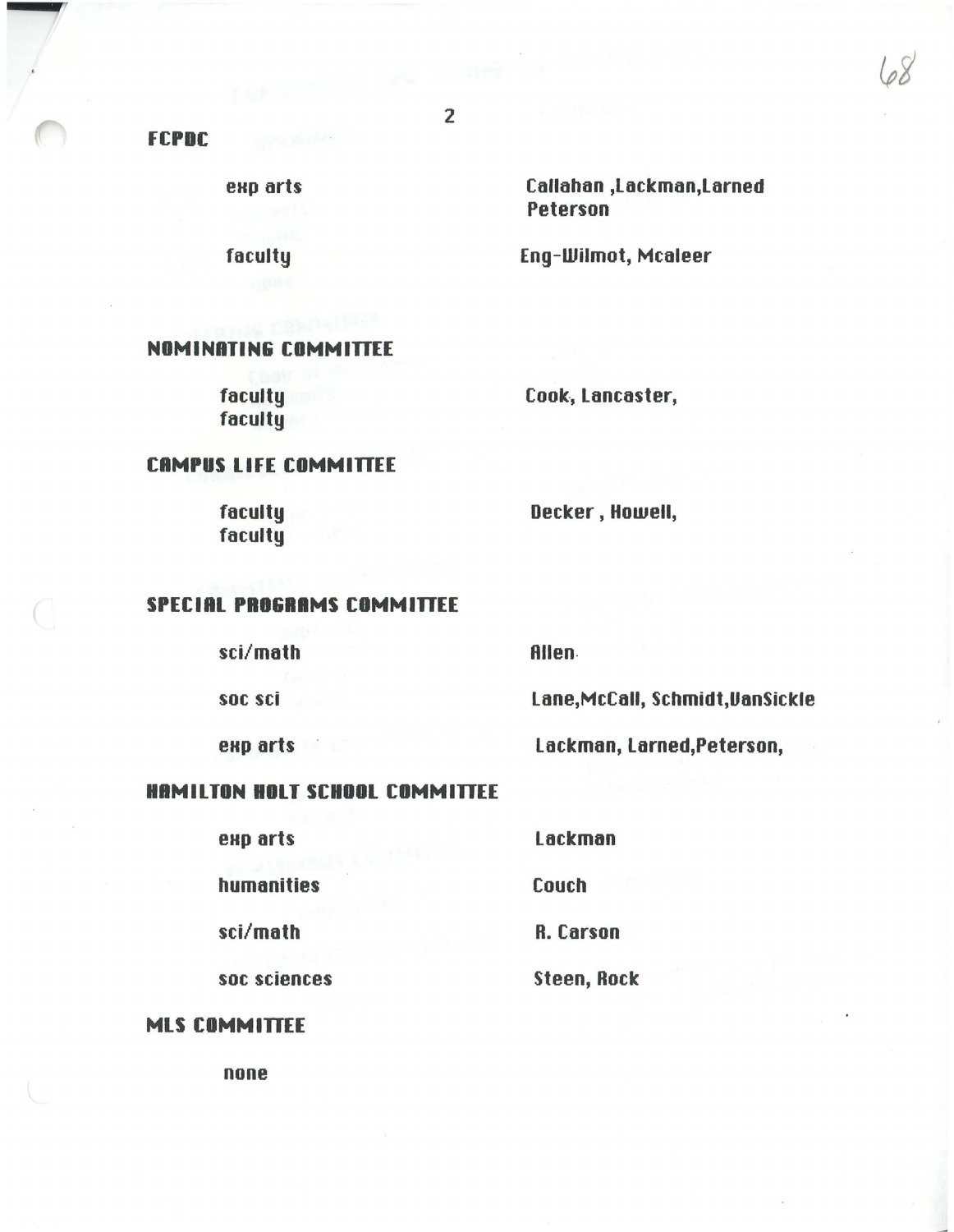**FCPDC**

| | |
|---|---|
| exp arts | Callahan ,Lackman,Larned Peterson |
| faculty | Eng-Wilmot, Mcaleer |

**NOMINATING COMMITTEE**

| | |
|---|---|
| faculty | Cook, Lancaster, |
| faculty | |

**CAMPUS LIFE COMMITTEE**

| | |
|---|---|
| faculty | Decker , Howell, |
| faculty | |

**SPECIAL PROGRAMS COMMITTEE**

| | |
|---|---|
| sci/math | Allen |
| soc sci | Lane,McCall, Schmidt,VanSickle |
| exp arts | Lackman, Larned,Peterson, |

**HAMILTON HOLT SCHOOL COMMITTEE**

| | |
|---|---|
| exp arts | Lackman |
| humanities | Couch |
| sci/math | R. Carson |
| soc sciences | Steen, Rock |

**MLS COMMITTEE**

none